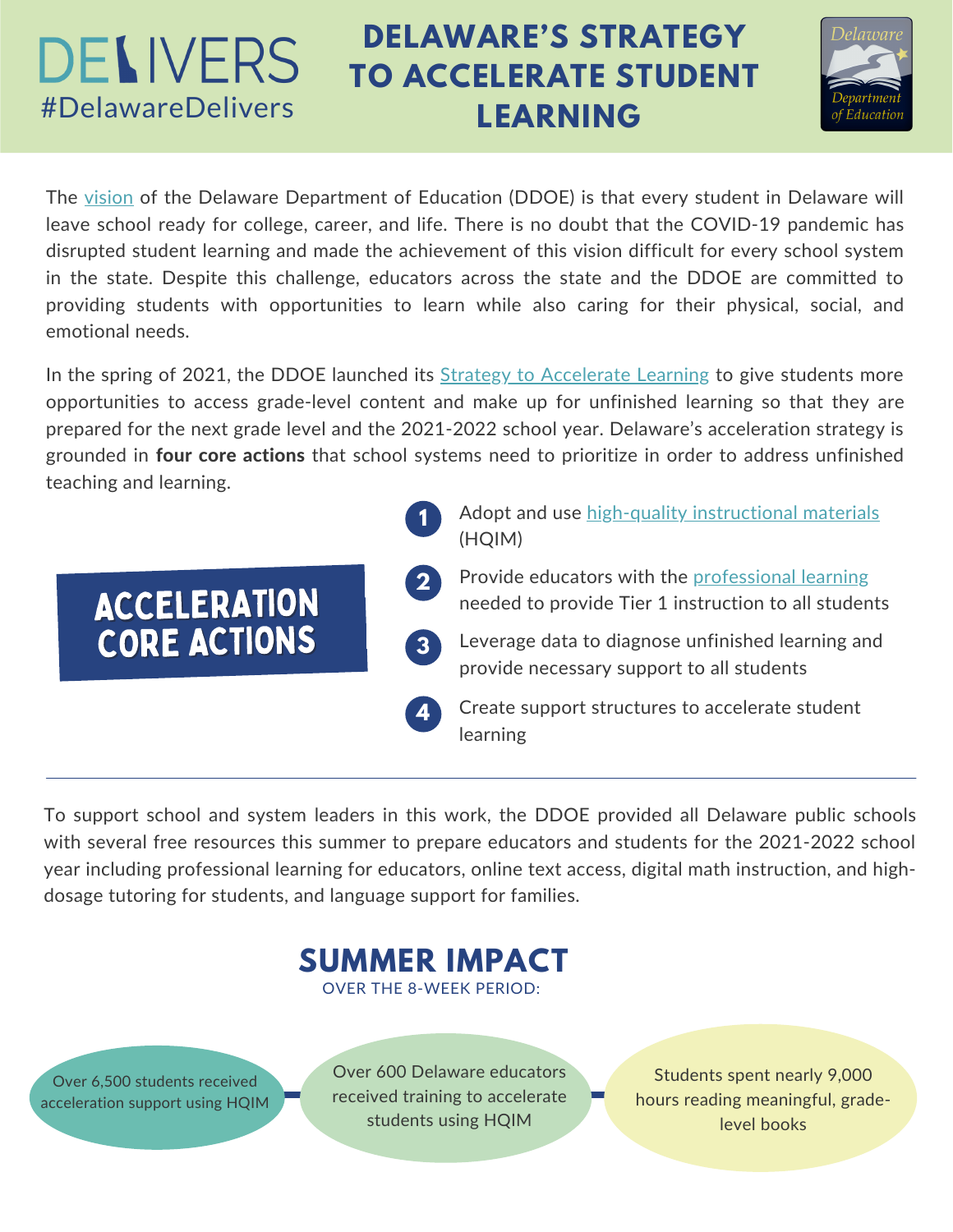# DELAWARE'S STRATEGY TO ACCELERATE STUDENT LEARNING

DELIVERS #DelawareDelivers

Delaware Department of Education

The vision of the Delaware Department of Education (DDOE) is that every student in Delaware will leave school ready for college, career, and life. There is no doubt that the COVID-19 pandemic has disrupted student learning and made the achievement of this vision difficult for every school system in the state. Despite this challenge, educators across the state and the DDOE are committed to providing students with opportunities to learn while also caring for their physical, social, and emotional needs.

In the spring of 2021, the DDOE launched its Strategy to Accelerate Learning to give students more opportunities to access grade-level content and make up for unfinished learning so that they are prepared for the next grade level and the 2021-2022 school year. Delaware's acceleration strategy is grounded in **four core actions** that school systems need to prioritize in order to address unfinished teaching and learning.

## ACCELERATION CORE ACTIONS

1. Adopt and use high-quality instructional materials (HQIM)
2. Provide educators with the professional learning needed to provide Tier 1 instruction to all students
3. Leverage data to diagnose unfinished learning and provide necessary support to all students
4. Create support structures to accelerate student learning

---

To support school and system leaders in this work, the DDOE provided all Delaware public schools with several free resources this summer to prepare educators and students for the 2021-2022 school year including professional learning for educators, online text access, digital math instruction, and high-dosage tutoring for students, and language support for families.

## SUMMER IMPACT

OVER THE 8-WEEK PERIOD:

- Over 6,500 students received acceleration support using HQIM
- Over 600 Delaware educators received training to accelerate students using HQIM
- Students spent nearly 9,000 hours reading meaningful, grade-level books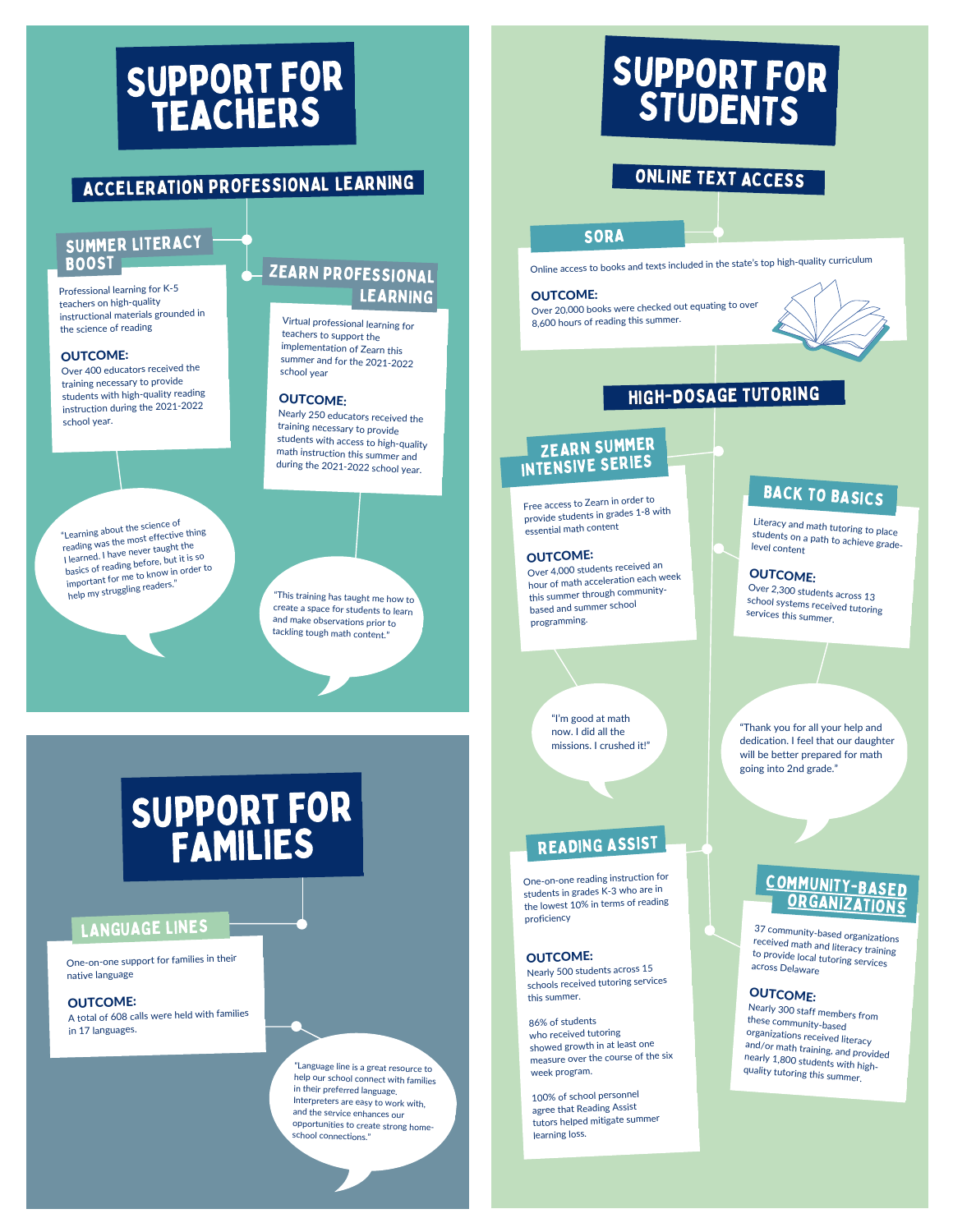# SUPPORT FOR TEACHERS

## ACCELERATION PROFESSIONAL LEARNING

### SUMMER LITERACY BOOST

Professional learning for K-5 teachers on high-quality instructional materials grounded in the science of reading

**OUTCOME:**
Over 400 educators received the training necessary to provide students with high-quality reading instruction during the 2021-2022 school year.

"Learning about the science of reading was the most effective thing I learned. I have never taught the basics of reading before, but it is so important for me to know in order to help my struggling readers."

### ZEARN PROFESSIONAL LEARNING

Virtual professional learning for teachers to support the implementation of Zearn this summer and for the 2021-2022 school year

**OUTCOME:**
Nearly 250 educators received the training necessary to provide students with access to high-quality math instruction this summer and during the 2021-2022 school year.

"This training has taught me how to create a space for students to learn and make observations prior to tackling tough math content."

# SUPPORT FOR FAMILIES

### LANGUAGE LINES

One-on-one support for families in their native language

**OUTCOME:**
A total of 608 calls were held with families in 17 languages.

"Language line is a great resource to help our school connect with families in their preferred language. Interpreters are easy to work with, and the service enhances our opportunities to create strong home-school connections."

# SUPPORT FOR STUDENTS

## ONLINE TEXT ACCESS

### SORA

Online access to books and texts included in the state's top high-quality curriculum

**OUTCOME:**
Over 20,000 books were checked out equating to over 8,600 hours of reading this summer.

## HIGH-DOSAGE TUTORING

### ZEARN SUMMER INTENSIVE SERIES

Free access to Zearn in order to provide students in grades 1-8 with essential math content

**OUTCOME:**
Over 4,000 students received an hour of math acceleration each week this summer through community-based and summer school programming.

"I'm good at math now. I did all the missions. I crushed it!"

### BACK TO BASICS

Literacy and math tutoring to place students on a path to achieve grade-level content

**OUTCOME:**
Over 2,300 students across 13 school systems received tutoring services this summer.

"Thank you for all your help and dedication. I feel that our daughter will be better prepared for math going into 2nd grade."

### READING ASSIST

One-on-one reading instruction for students in grades K-3 who are in the lowest 10% in terms of reading proficiency

**OUTCOME:**
Nearly 500 students across 15 schools received tutoring services this summer.

86% of students who received tutoring showed growth in at least one measure over the course of the six week program.

100% of school personnel agree that Reading Assist tutors helped mitigate summer learning loss.

### COMMUNITY-BASED ORGANIZATIONS

37 community-based organizations received math and literacy training to provide local tutoring services across Delaware

**OUTCOME:**
Nearly 300 staff members from these community-based organizations received literacy and/or math training, and provided nearly 1,800 students with high-quality tutoring this summer.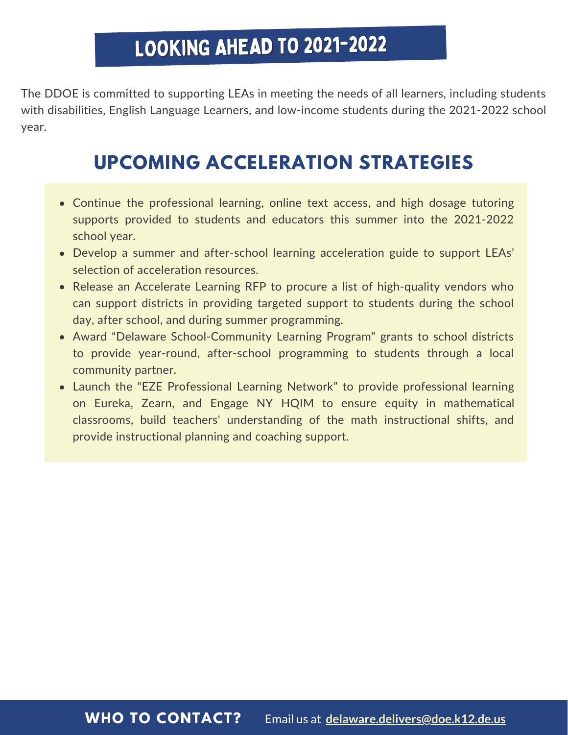# LOOKING AHEAD TO 2021-2022

The DDOE is committed to supporting LEAs in meeting the needs of all learners, including students with disabilities, English Language Learners, and low-income students during the 2021-2022 school year.

## UPCOMING ACCELERATION STRATEGIES

- Continue the professional learning, online text access, and high dosage tutoring supports provided to students and educators this summer into the 2021-2022 school year.
- Develop a summer and after-school learning acceleration guide to support LEAs' selection of acceleration resources.
- Release an Accelerate Learning RFP to procure a list of high-quality vendors who can support districts in providing targeted support to students during the school day, after school, and during summer programming.
- Award "Delaware School-Community Learning Program" grants to school districts to provide year-round, after-school programming to students through a local community partner.
- Launch the "EZE Professional Learning Network" to provide professional learning on Eureka, Zearn, and Engage NY HQIM to ensure equity in mathematical classrooms, build teachers' understanding of the math instructional shifts, and provide instructional planning and coaching support.

**WHO TO CONTACT?** Email us at **delaware.delivers@doe.k12.de.us**